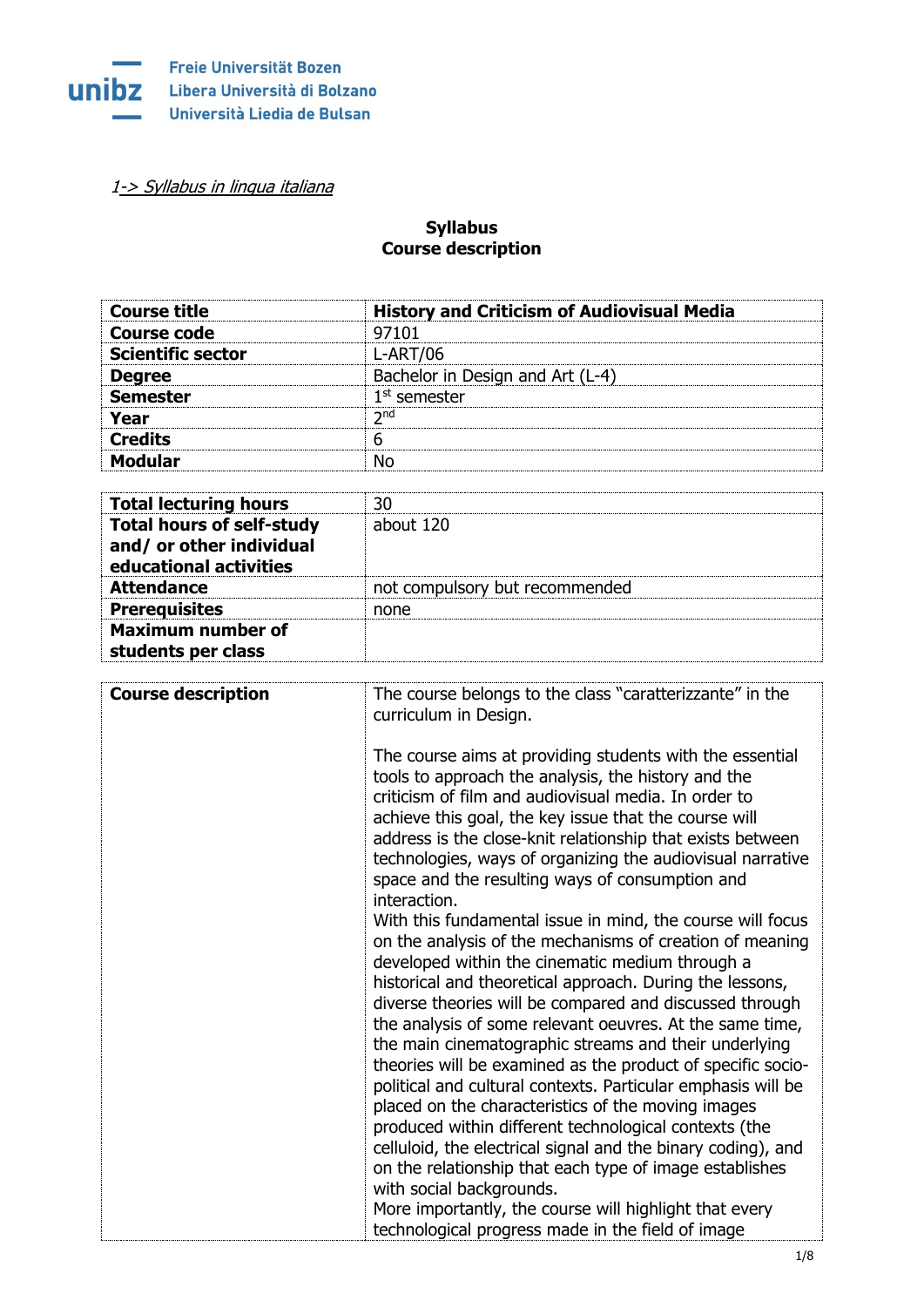Freie Universität Bozen
Libera Università di Bolzano
Università Liedia de Bulsan

*1-> Syllabus in lingua italiana*

**Syllabus**
**Course description**

| **Course title** | **History and Criticism of Audiovisual Media** |
|---|---|
| **Course code** | 97101 |
| **Scientific sector** | L-ART/06 |
| **Degree** | Bachelor in Design and Art (L-4) |
| **Semester** | 1st semester |
| **Year** | 2nd |
| **Credits** | 6 |
| **Modular** | No |

| **Total lecturing hours** | 30 |
|---|---|
| **Total hours of self-study and/ or other individual educational activities** | about 120 |
| **Attendance** | not compulsory but recommended |
| **Prerequisites** | none |
| **Maximum number of students per class** | |

| **Course description** | The course belongs to the class “caratterizzante” in the curriculum in Design.<br><br>The course aims at providing students with the essential tools to approach the analysis, the history and the criticism of film and audiovisual media. In order to achieve this goal, the key issue that the course will address is the close-knit relationship that exists between technologies, ways of organizing the audiovisual narrative space and the resulting ways of consumption and interaction.<br>With this fundamental issue in mind, the course will focus on the analysis of the mechanisms of creation of meaning developed within the cinematic medium through a historical and theoretical approach. During the lessons, diverse theories will be compared and discussed through the analysis of some relevant oeuvres. At the same time, the main cinematographic streams and their underlying theories will be examined as the product of specific socio-political and cultural contexts. Particular emphasis will be placed on the characteristics of the moving images produced within different technological contexts (the celluloid, the electrical signal and the binary coding), and on the relationship that each type of image establishes with social backgrounds.<br>More importantly, the course will highlight that every technological progress made in the field of image |
|---|---|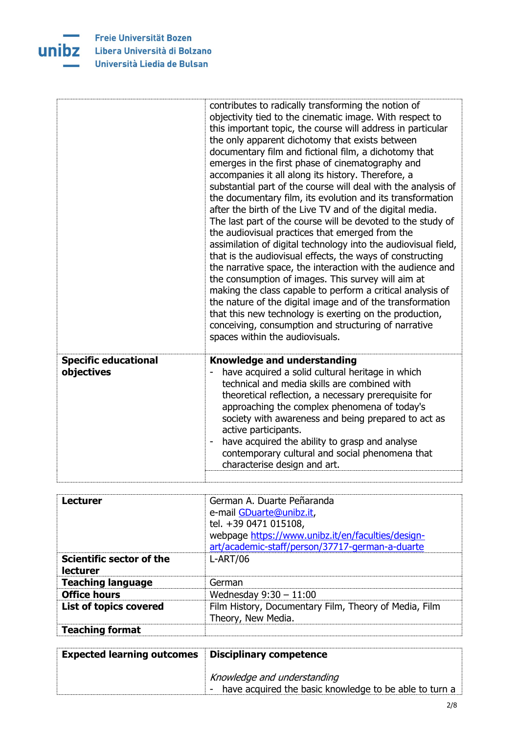| | |
|---|---|
| | contributes to radically transforming the notion of objectivity tied to the cinematic image. With respect to this important topic, the course will address in particular the only apparent dichotomy that exists between documentary film and fictional film, a dichotomy that emerges in the first phase of cinematography and accompanies it all along its history. Therefore, a substantial part of the course will deal with the analysis of the documentary film, its evolution and its transformation after the birth of the Live TV and of the digital media. The last part of the course will be devoted to the study of the audiovisual practices that emerged from the assimilation of digital technology into the audiovisual field, that is the audiovisual effects, the ways of constructing the narrative space, the interaction with the audience and the consumption of images. This survey will aim at making the class capable to perform a critical analysis of the nature of the digital image and of the transformation that this new technology is exerting on the production, conceiving, consumption and structuring of narrative spaces within the audiovisuals. |
| **Specific educational objectives** | **Knowledge and understanding**<br>- have acquired a solid cultural heritage in which technical and media skills are combined with theoretical reflection, a necessary prerequisite for approaching the complex phenomena of today's society with awareness and being prepared to act as active participants.<br>- have acquired the ability to grasp and analyse contemporary cultural and social phenomena that characterise design and art. |
| | |

| | |
|---|---|
| **Lecturer** | German A. Duarte Peñaranda<br>e-mail [GDuarte@unibz.it](mailto:GDuarte@unibz.it),<br>tel. +39 0471 015108,<br>webpage [https://www.unibz.it/en/faculties/design-art/academic-staff/person/37717-german-a-duarte](https://www.unibz.it/en/faculties/design-art/academic-staff/person/37717-german-a-duarte) |
| **Scientific sector of the lecturer** | L-ART/06 |
| **Teaching language** | German |
| **Office hours** | Wednesday 9:30 – 11:00 |
| **List of topics covered** | Film History, Documentary Film, Theory of Media, Film Theory, New Media. |
| **Teaching format** | |

| | |
|---|---|
| **Expected learning outcomes** | **Disciplinary competence**<br><br>*Knowledge and understanding*<br>- have acquired the basic knowledge to be able to turn a |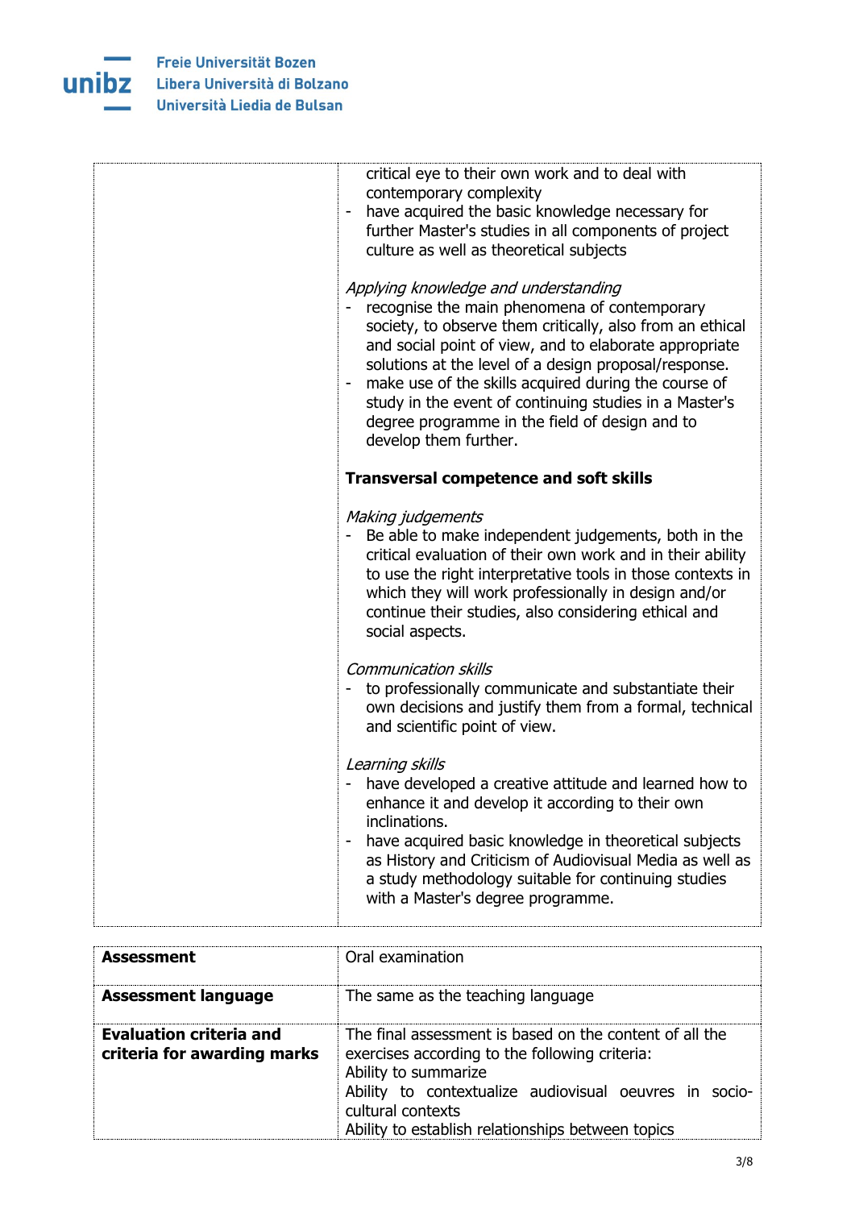|  |  |
|---|---|
|  | critical eye to their own work and to deal with contemporary complexity<br>- have acquired the basic knowledge necessary for further Master's studies in all components of project culture as well as theoretical subjects<br><br>*Applying knowledge and understanding*<br>- recognise the main phenomena of contemporary society, to observe them critically, also from an ethical and social point of view, and to elaborate appropriate solutions at the level of a design proposal/response.<br>- make use of the skills acquired during the course of study in the event of continuing studies in a Master's degree programme in the field of design and to develop them further.<br><br>**Transversal competence and soft skills**<br><br>*Making judgements*<br>- Be able to make independent judgements, both in the critical evaluation of their own work and in their ability to use the right interpretative tools in those contexts in which they will work professionally in design and/or continue their studies, also considering ethical and social aspects.<br><br>*Communication skills*<br>- to professionally communicate and substantiate their own decisions and justify them from a formal, technical and scientific point of view.<br><br>*Learning skills*<br>- have developed a creative attitude and learned how to enhance it and develop it according to their own inclinations.<br>- have acquired basic knowledge in theoretical subjects as History and Criticism of Audiovisual Media as well as a study methodology suitable for continuing studies with a Master's degree programme. |

|  |  |
|---|---|
| **Assessment** | Oral examination |
| **Assessment language** | The same as the teaching language |
| **Evaluation criteria and criteria for awarding marks** | The final assessment is based on the content of all the exercises according to the following criteria:<br>Ability to summarize<br>Ability to contextualize audiovisual oeuvres in socio-cultural contexts<br>Ability to establish relationships between topics |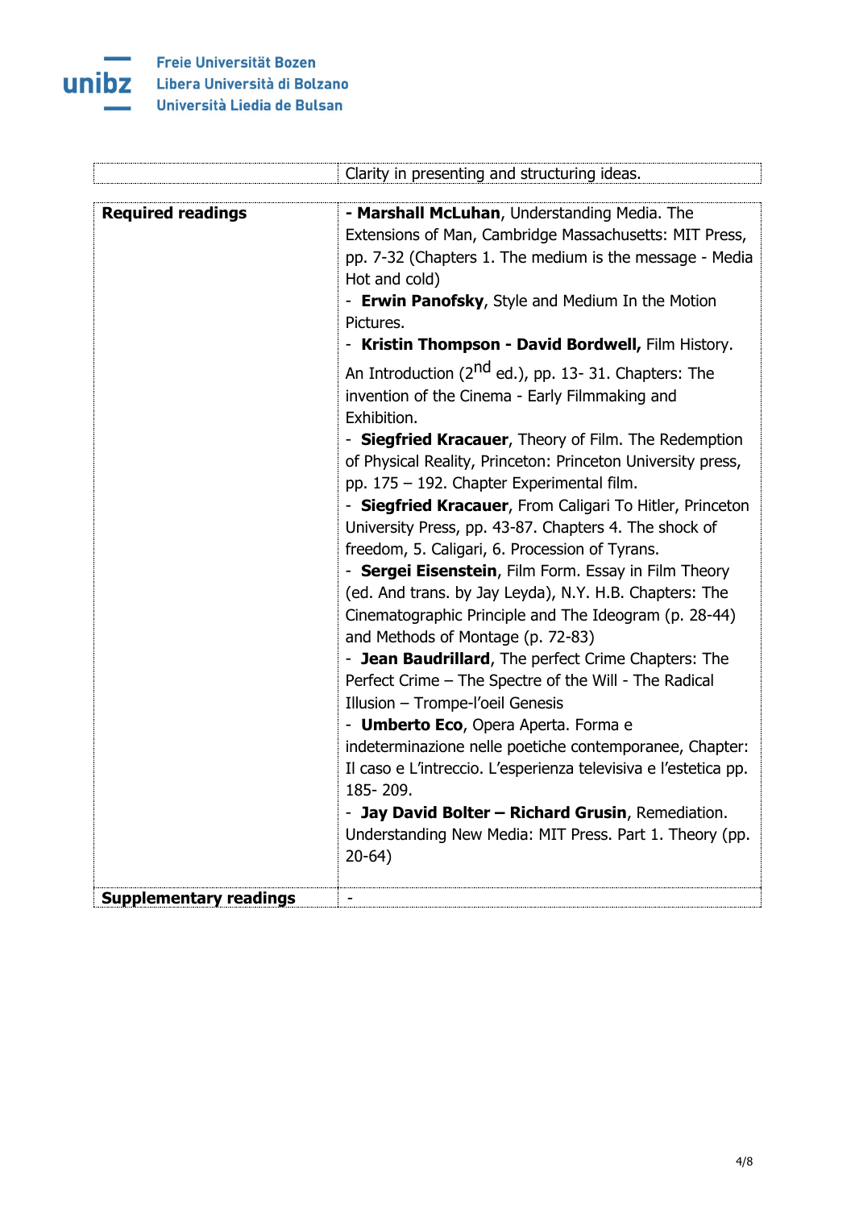| | |
|---|---|
| | Clarity in presenting and structuring ideas. |

| | |
|---|---|
| **Required readings** | **- Marshall McLuhan**, Understanding Media. The Extensions of Man, Cambridge Massachusetts: MIT Press, pp. 7-32 (Chapters 1. The medium is the message - Media Hot and cold)<br>- **Erwin Panofsky**, Style and Medium In the Motion Pictures.<br>- **Kristin Thompson - David Bordwell,** Film History. An Introduction (2nd ed.), pp. 13- 31. Chapters: The invention of the Cinema - Early Filmmaking and Exhibition.<br>- **Siegfried Kracauer**, Theory of Film. The Redemption of Physical Reality, Princeton: Princeton University press, pp. 175 – 192. Chapter Experimental film.<br>- **Siegfried Kracauer**, From Caligari To Hitler, Princeton University Press, pp. 43-87. Chapters 4. The shock of freedom, 5. Caligari, 6. Procession of Tyrans.<br>- **Sergei Eisenstein**, Film Form. Essay in Film Theory (ed. And trans. by Jay Leyda), N.Y. H.B. Chapters: The Cinematographic Principle and The Ideogram (p. 28-44) and Methods of Montage (p. 72-83)<br>- **Jean Baudrillard**, The perfect Crime Chapters: The Perfect Crime – The Spectre of the Will - The Radical Illusion – Trompe-l'oeil Genesis<br>- **Umberto Eco**, Opera Aperta. Forma e indeterminazione nelle poetiche contemporanee, Chapter: Il caso e L'intreccio. L'esperienza televisiva e l'estetica pp. 185- 209.<br>- **Jay David Bolter – Richard Grusin**, Remediation. Understanding New Media: MIT Press. Part 1. Theory (pp. 20-64) |
| **Supplementary readings** | - |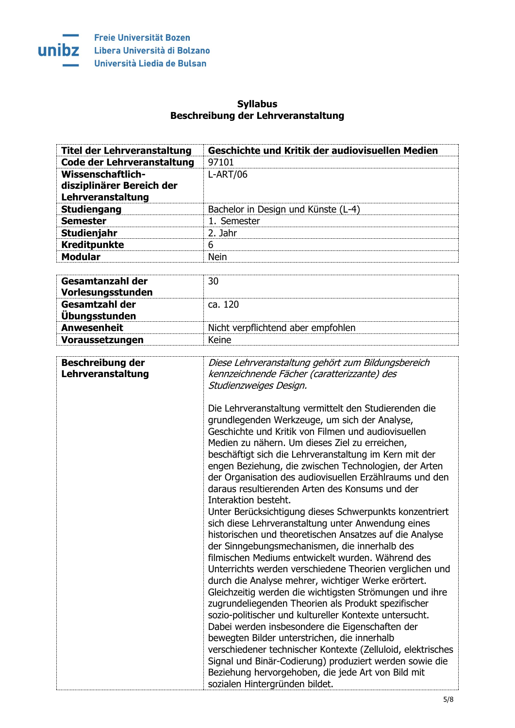Freie Universität Bozen
Libera Università di Bolzano
Università Liedia de Bulsan

**Syllabus**
**Beschreibung der Lehrveranstaltung**

| **Titel der Lehrveranstaltung** | **Geschichte und Kritik der audiovisuellen Medien** |
|---|---|
| **Code der Lehrveranstaltung** | 97101 |
| **Wissenschaftlich-disziplinärer Bereich der Lehrveranstaltung** | L-ART/06 |
| **Studiengang** | Bachelor in Design und Künste (L-4) |
| **Semester** | 1. Semester |
| **Studienjahr** | 2. Jahr |
| **Kreditpunkte** | 6 |
| **Modular** | Nein |

| **Gesamtanzahl der Vorlesungsstunden** | 30 |
|---|---|
| **Gesamtzahl der Übungsstunden** | ca. 120 |
| **Anwesenheit** | Nicht verpflichtend aber empfohlen |
| **Voraussetzungen** | Keine |

| **Beschreibung der Lehrveranstaltung** | *Diese Lehrveranstaltung gehört zum Bildungsbereich kennzeichnende Fächer (caratterizzante) des Studienzweiges Design.*<br><br>Die Lehrveranstaltung vermittelt den Studierenden die grundlegenden Werkzeuge, um sich der Analyse, Geschichte und Kritik von Filmen und audiovisuellen Medien zu nähern. Um dieses Ziel zu erreichen, beschäftigt sich die Lehrveranstaltung im Kern mit der engen Beziehung, die zwischen Technologien, der Arten der Organisation des audiovisuellen Erzählraums und den daraus resultierenden Arten des Konsums und der Interaktion besteht.<br>Unter Berücksichtigung dieses Schwerpunkts konzentriert sich diese Lehrveranstaltung unter Anwendung eines historischen und theoretischen Ansatzes auf die Analyse der Sinngebungsmechanismen, die innerhalb des filmischen Mediums entwickelt wurden. Während des Unterrichts werden verschiedene Theorien verglichen und durch die Analyse mehrer, wichtiger Werke erörtert. Gleichzeitig werden die wichtigsten Strömungen und ihre zugrundeliegenden Theorien als Produkt spezifischer sozio-politischer und kultureller Kontexte untersucht. Dabei werden insbesondere die Eigenschaften der bewegten Bilder unterstrichen, die innerhalb verschiedener technischer Kontexte (Zelluloid, elektrisches Signal und Binär-Codierung) produziert werden sowie die Beziehung hervorgehoben, die jede Art von Bild mit sozialen Hintergründen bildet. |
|---|---|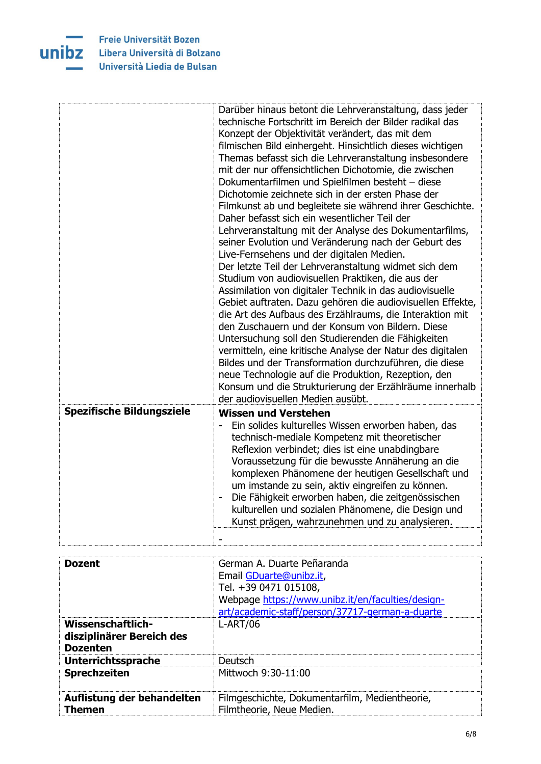|  |  |
|---|---|
|  | Darüber hinaus betont die Lehrveranstaltung, dass jeder technische Fortschritt im Bereich der Bilder radikal das Konzept der Objektivität verändert, das mit dem filmischen Bild einhergeht. Hinsichtlich dieses wichtigen Themas befasst sich die Lehrveranstaltung insbesondere mit der nur offensichtlichen Dichotomie, die zwischen Dokumentarfilmen und Spielfilmen besteht – diese Dichotomie zeichnete sich in der ersten Phase der Filmkunst ab und begleitete sie während ihrer Geschichte. Daher befasst sich ein wesentlicher Teil der Lehrveranstaltung mit der Analyse des Dokumentarfilms, seiner Evolution und Veränderung nach der Geburt des Live-Fernsehens und der digitalen Medien.<br>Der letzte Teil der Lehrveranstaltung widmet sich dem Studium von audiovisuellen Praktiken, die aus der Assimilation von digitaler Technik in das audiovisuelle Gebiet auftraten. Dazu gehören die audiovisuellen Effekte, die Art des Aufbaus des Erzählraums, die Interaktion mit den Zuschauern und der Konsum von Bildern. Diese Untersuchung soll den Studierenden die Fähigkeiten vermitteln, eine kritische Analyse der Natur des digitalen Bildes und der Transformation durchzuführen, die diese neue Technologie auf die Produktion, Rezeption, den Konsum und die Strukturierung der Erzählräume innerhalb der audiovisuellen Medien ausübt. |
| **Spezifische Bildungsziele** | **Wissen und Verstehen**<br>- Ein solides kulturelles Wissen erworben haben, das technisch-mediale Kompetenz mit theoretischer Reflexion verbindet; dies ist eine unabdingbare Voraussetzung für die bewusste Annäherung an die komplexen Phänomene der heutigen Gesellschaft und um imstande zu sein, aktiv eingreifen zu können.<br>- Die Fähigkeit erworben haben, die zeitgenössischen kulturellen und sozialen Phänomene, die Design und Kunst prägen, wahrzunehmen und zu analysieren. |
|  | - |

|  |  |
|---|---|
| **Dozent** | German A. Duarte Peñaranda<br>Email GDuarte@unibz.it,<br>Tel. +39 0471 015108,<br>Webpage https://www.unibz.it/en/faculties/design-art/academic-staff/person/37717-german-a-duarte |
| **Wissenschaftlich-disziplinärer Bereich des Dozenten** | L-ART/06 |
| **Unterrichtssprache** | Deutsch |
| **Sprechzeiten** | Mittwoch 9:30-11:00 |
| **Auflistung der behandelten Themen** | Filmgeschichte, Dokumentarfilm, Medientheorie, Filmtheorie, Neue Medien. |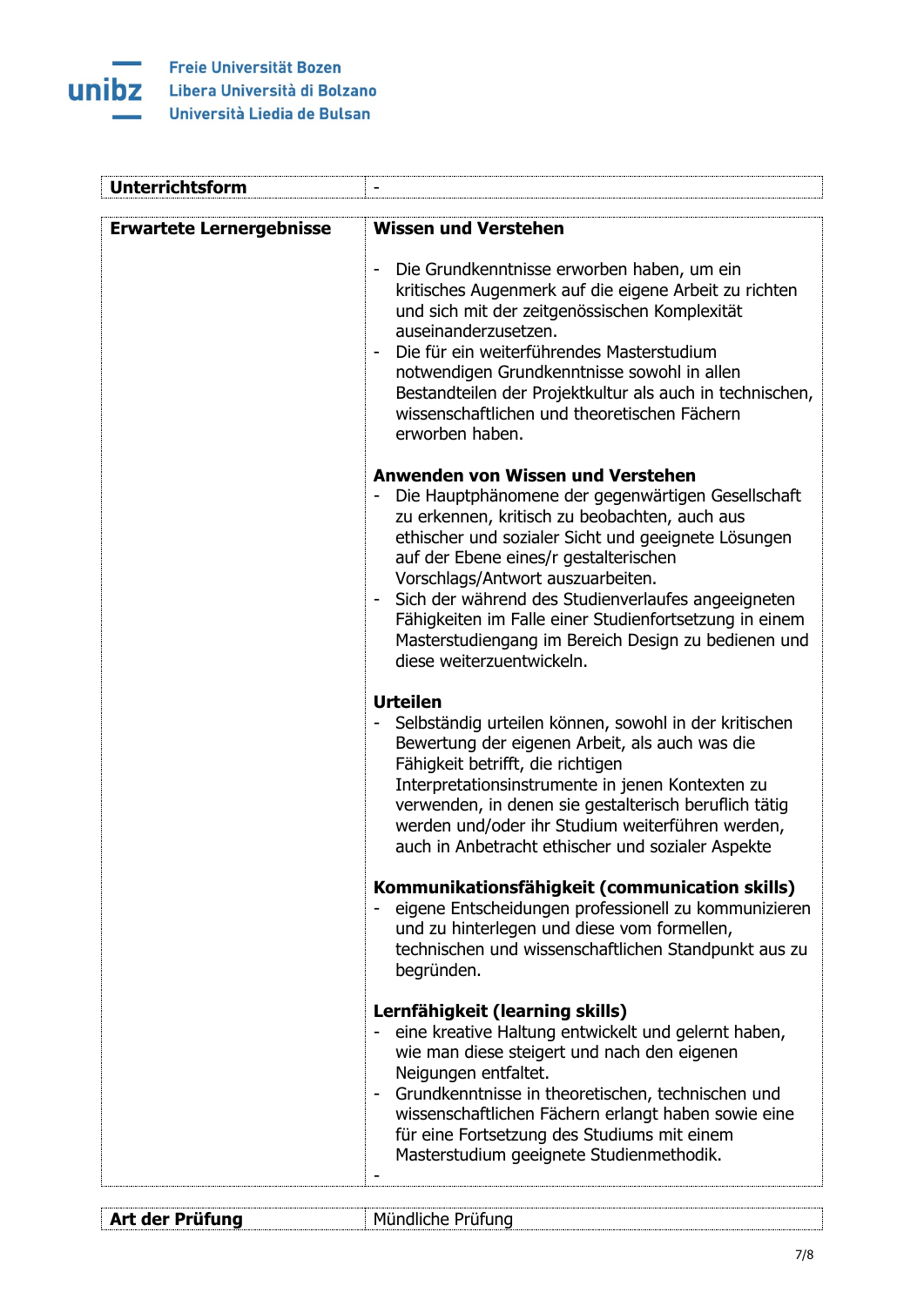| **Unterrichtsform** | - |
|---|---|

| **Erwartete Lernergebnisse** | **Wissen und Verstehen**<br><br>- Die Grundkenntnisse erworben haben, um ein kritisches Augenmerk auf die eigene Arbeit zu richten und sich mit der zeitgenössischen Komplexität auseinanderzusetzen.<br>- Die für ein weiterführendes Masterstudium notwendigen Grundkenntnisse sowohl in allen Bestandteilen der Projektkultur als auch in technischen, wissenschaftlichen und theoretischen Fächern erworben haben.<br><br>**Anwenden von Wissen und Verstehen**<br>- Die Hauptphänomene der gegenwärtigen Gesellschaft zu erkennen, kritisch zu beobachten, auch aus ethischer und sozialer Sicht und geeignete Lösungen auf der Ebene eines/r gestalterischen Vorschlags/Antwort auszuarbeiten.<br>- Sich der während des Studienverlaufes angeeigneten Fähigkeiten im Falle einer Studienfortsetzung in einem Masterstudiengang im Bereich Design zu bedienen und diese weiterzuentwickeln.<br><br>**Urteilen**<br>- Selbständig urteilen können, sowohl in der kritischen Bewertung der eigenen Arbeit, als auch was die Fähigkeit betrifft, die richtigen Interpretationsinstrumente in jenen Kontexten zu verwenden, in denen sie gestalterisch beruflich tätig werden und/oder ihr Studium weiterführen werden, auch in Anbetracht ethischer und sozialer Aspekte<br><br>**Kommunikationsfähigkeit (communication skills)**<br>- eigene Entscheidungen professionell zu kommunizieren und zu hinterlegen und diese vom formellen, technischen und wissenschaftlichen Standpunkt aus zu begründen.<br><br>**Lernfähigkeit (learning skills)**<br>- eine kreative Haltung entwickelt und gelernt haben, wie man diese steigert und nach den eigenen Neigungen entfaltet.<br>- Grundkenntnisse in theoretischen, technischen und wissenschaftlichen Fächern erlangt haben sowie eine für eine Fortsetzung des Studiums mit einem Masterstudium geeignete Studienmethodik.<br>- |
|---|---|

| **Art der Prüfung** | Mündliche Prüfung |
|---|---|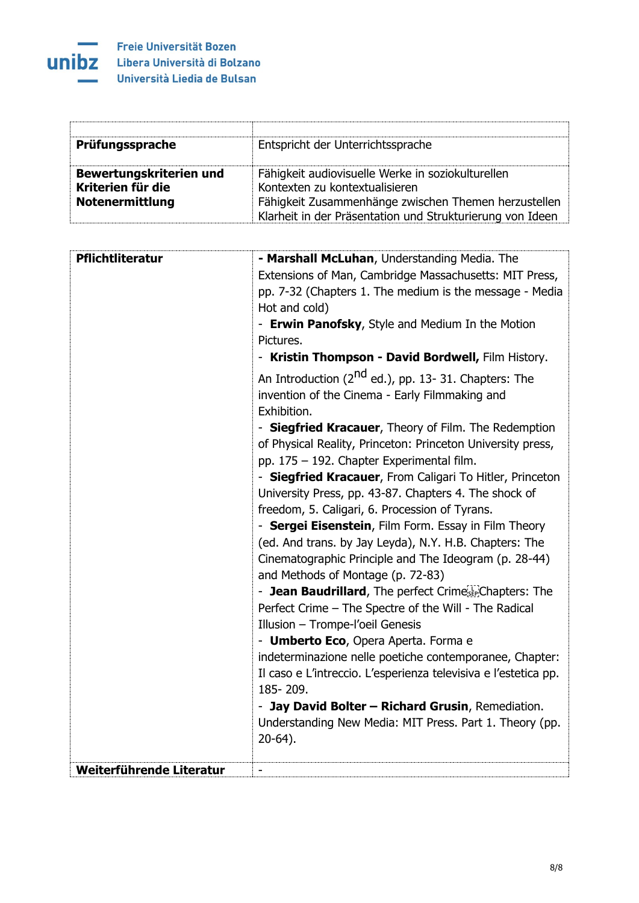| | |
|---|---|
| **Prüfungssprache** | Entspricht der Unterrichtssprache |
| **Bewertungskriterien und Kriterien für die Notenermittlung** | Fähigkeit audiovisuelle Werke in soziokulturellen Kontexten zu kontextualisieren<br>Fähigkeit Zusammenhänge zwischen Themen herzustellen<br>Klarheit in der Präsentation und Strukturierung von Ideen |

| | |
|---|---|
| **Pflichtliteratur** | - **Marshall McLuhan**, Understanding Media. The Extensions of Man, Cambridge Massachusetts: MIT Press, pp. 7-32 (Chapters 1. The medium is the message - Media Hot and cold)<br>- **Erwin Panofsky**, Style and Medium In the Motion Pictures.<br>- **Kristin Thompson - David Bordwell,** Film History. An Introduction (2nd ed.), pp. 13- 31. Chapters: The invention of the Cinema - Early Filmmaking and Exhibition.<br>- **Siegfried Kracauer**, Theory of Film. The Redemption of Physical Reality, Princeton: Princeton University press, pp. 175 – 192. Chapter Experimental film.<br>- **Siegfried Kracauer**, From Caligari To Hitler, Princeton University Press, pp. 43-87. Chapters 4. The shock of freedom, 5. Caligari, 6. Procession of Tyrans.<br>- **Sergei Eisenstein**, Film Form. Essay in Film Theory (ed. And trans. by Jay Leyda), N.Y. H.B. Chapters: The Cinematographic Principle and The Ideogram (p. 28-44) and Methods of Montage (p. 72-83)<br>- **Jean Baudrillard**, The perfect Crime Chapters: The Perfect Crime – The Spectre of the Will - The Radical Illusion – Trompe-l'oeil Genesis<br>- **Umberto Eco**, Opera Aperta. Forma e indeterminazione nelle poetiche contemporanee, Chapter: Il caso e L'intreccio. L'esperienza televisiva e l'estetica pp. 185- 209.<br>- **Jay David Bolter – Richard Grusin**, Remediation. Understanding New Media: MIT Press. Part 1. Theory (pp. 20-64). |
| **Weiterführende Literatur** | - |